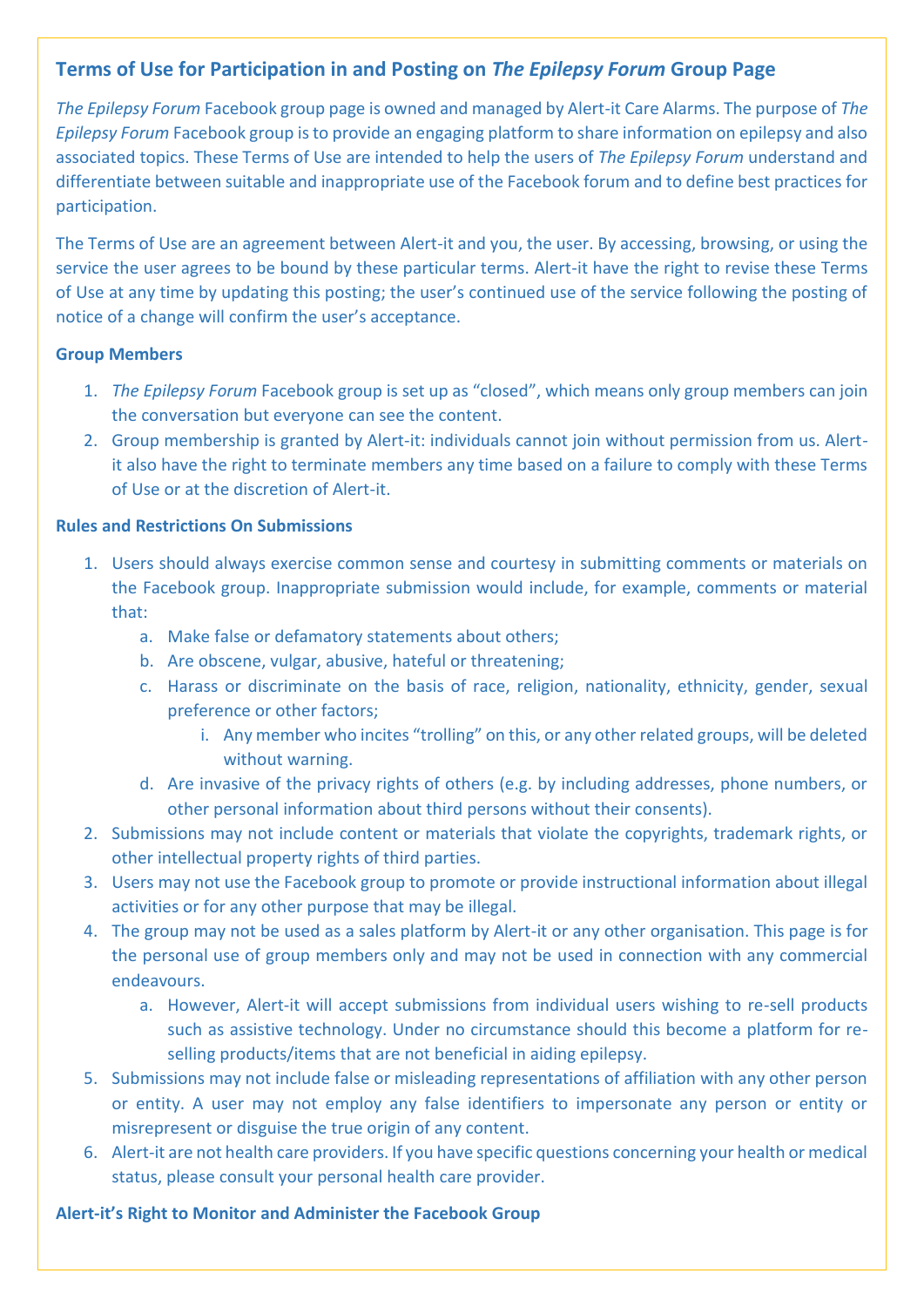## Terms of Use for Participation in and Posting on *The Epilepsy Forum* Group Page

*The Epilepsy Forum* Facebook group page is owned and managed by Alert-it Care Alarms. The purpose of *The Epilepsy Forum* Facebook group is to provide an engaging platform to share information on epilepsy and also associated topics. These Terms of Use are intended to help the users of *The Epilepsy Forum* understand and differentiate between suitable and inappropriate use of the Facebook forum and to define best practices for participation.

The Terms of Use are an agreement between Alert-it and you, the user. By accessing, browsing, or using the service the user agrees to be bound by these particular terms. Alert-it have the right to revise these Terms of Use at any time by updating this posting; the user's continued use of the service following the posting of notice of a change will confirm the user's acceptance.

### Group Members

1. *The Epilepsy Forum* Facebook group is set up as "closed", which means only group members can join the conversation but everyone can see the content.
2. Group membership is granted by Alert-it: individuals cannot join without permission from us. Alert-it also have the right to terminate members any time based on a failure to comply with these Terms of Use or at the discretion of Alert-it.

### Rules and Restrictions On Submissions

1. Users should always exercise common sense and courtesy in submitting comments or materials on the Facebook group. Inappropriate submission would include, for example, comments or material that:
   a. Make false or defamatory statements about others;
   b. Are obscene, vulgar, abusive, hateful or threatening;
   c. Harass or discriminate on the basis of race, religion, nationality, ethnicity, gender, sexual preference or other factors;
      i. Any member who incites "trolling" on this, or any other related groups, will be deleted without warning.
   d. Are invasive of the privacy rights of others (e.g. by including addresses, phone numbers, or other personal information about third persons without their consents).
2. Submissions may not include content or materials that violate the copyrights, trademark rights, or other intellectual property rights of third parties.
3. Users may not use the Facebook group to promote or provide instructional information about illegal activities or for any other purpose that may be illegal.
4. The group may not be used as a sales platform by Alert-it or any other organisation. This page is for the personal use of group members only and may not be used in connection with any commercial endeavours.
   a. However, Alert-it will accept submissions from individual users wishing to re-sell products such as assistive technology. Under no circumstance should this become a platform for re-selling products/items that are not beneficial in aiding epilepsy.
5. Submissions may not include false or misleading representations of affiliation with any other person or entity. A user may not employ any false identifiers to impersonate any person or entity or misrepresent or disguise the true origin of any content.
6. Alert-it are not health care providers. If you have specific questions concerning your health or medical status, please consult your personal health care provider.

### Alert-it's Right to Monitor and Administer the Facebook Group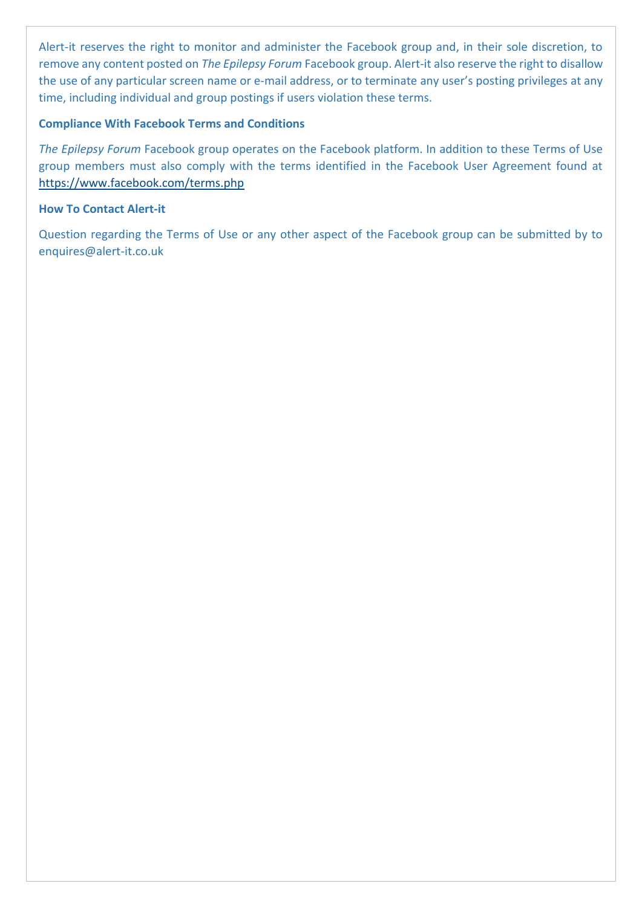Alert-it reserves the right to monitor and administer the Facebook group and, in their sole discretion, to remove any content posted on *The Epilepsy Forum* Facebook group. Alert-it also reserve the right to disallow the use of any particular screen name or e-mail address, or to terminate any user's posting privileges at any time, including individual and group postings if users violation these terms.

**Compliance With Facebook Terms and Conditions**

*The Epilepsy Forum* Facebook group operates on the Facebook platform. In addition to these Terms of Use group members must also comply with the terms identified in the Facebook User Agreement found at https://www.facebook.com/terms.php

**How To Contact Alert-it**

Question regarding the Terms of Use or any other aspect of the Facebook group can be submitted by to enquires@alert-it.co.uk